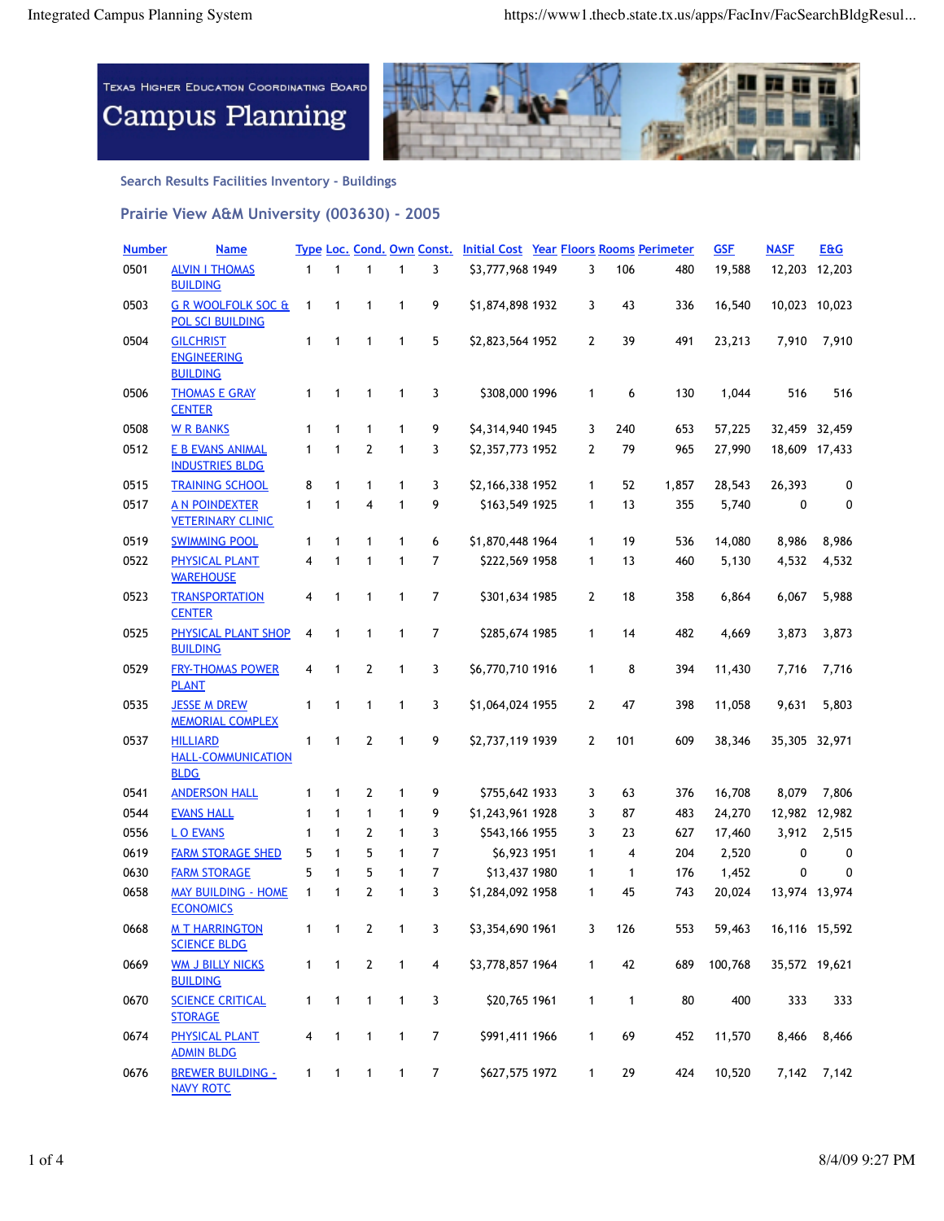Texas Higher Education Coordinating Board

# Campus Planning

## Search Results Facilities Inventory - Buildings

### Prairie View A&M University (003630) - 2005

| Number | Name | Type | Loc. | Cond. | Own | Const. | Initial Cost | Year | Floors | Rooms | Perimeter | GSF | NASF | E&G |
|---|---|---|---|---|---|---|---|---|---|---|---|---|---|---|
| 0501 | ALVIN I THOMAS BUILDING | 1 | 1 | 1 | 1 | 3 | $3,777,968 | 1949 | 3 | 106 | 480 | 19,588 | 12,203 | 12,203 |
| 0503 | G R WOOLFOLK SOC & POL SCI BUILDING | 1 | 1 | 1 | 1 | 9 | $1,874,898 | 1932 | 3 | 43 | 336 | 16,540 | 10,023 | 10,023 |
| 0504 | GILCHRIST ENGINEERING BUILDING | 1 | 1 | 1 | 1 | 5 | $2,823,564 | 1952 | 2 | 39 | 491 | 23,213 | 7,910 | 7,910 |
| 0506 | THOMAS E GRAY CENTER | 1 | 1 | 1 | 1 | 3 | $308,000 | 1996 | 1 | 6 | 130 | 1,044 | 516 | 516 |
| 0508 | W R BANKS | 1 | 1 | 1 | 1 | 9 | $4,314,940 | 1945 | 3 | 240 | 653 | 57,225 | 32,459 | 32,459 |
| 0512 | E B EVANS ANIMAL INDUSTRIES BLDG | 1 | 1 | 2 | 1 | 3 | $2,357,773 | 1952 | 2 | 79 | 965 | 27,990 | 18,609 | 17,433 |
| 0515 | TRAINING SCHOOL | 8 | 1 | 1 | 1 | 3 | $2,166,338 | 1952 | 1 | 52 | 1,857 | 28,543 | 26,393 | 0 |
| 0517 | A N POINDEXTER VETERINARY CLINIC | 1 | 1 | 4 | 1 | 9 | $163,549 | 1925 | 1 | 13 | 355 | 5,740 | 0 | 0 |
| 0519 | SWIMMING POOL | 1 | 1 | 1 | 1 | 6 | $1,870,448 | 1964 | 1 | 19 | 536 | 14,080 | 8,986 | 8,986 |
| 0522 | PHYSICAL PLANT WAREHOUSE | 4 | 1 | 1 | 1 | 7 | $222,569 | 1958 | 1 | 13 | 460 | 5,130 | 4,532 | 4,532 |
| 0523 | TRANSPORTATION CENTER | 4 | 1 | 1 | 1 | 7 | $301,634 | 1985 | 2 | 18 | 358 | 6,864 | 6,067 | 5,988 |
| 0525 | PHYSICAL PLANT SHOP BUILDING | 4 | 1 | 1 | 1 | 7 | $285,674 | 1985 | 1 | 14 | 482 | 4,669 | 3,873 | 3,873 |
| 0529 | FRY-THOMAS POWER PLANT | 4 | 1 | 2 | 1 | 3 | $6,770,710 | 1916 | 1 | 8 | 394 | 11,430 | 7,716 | 7,716 |
| 0535 | JESSE M DREW MEMORIAL COMPLEX | 1 | 1 | 1 | 1 | 3 | $1,064,024 | 1955 | 2 | 47 | 398 | 11,058 | 9,631 | 5,803 |
| 0537 | HILLIARD HALL-COMMUNICATION BLDG | 1 | 1 | 2 | 1 | 9 | $2,737,119 | 1939 | 2 | 101 | 609 | 38,346 | 35,305 | 32,971 |
| 0541 | ANDERSON HALL | 1 | 1 | 2 | 1 | 9 | $755,642 | 1933 | 3 | 63 | 376 | 16,708 | 8,079 | 7,806 |
| 0544 | EVANS HALL | 1 | 1 | 1 | 1 | 9 | $1,243,961 | 1928 | 3 | 87 | 483 | 24,270 | 12,982 | 12,982 |
| 0556 | L O EVANS | 1 | 1 | 2 | 1 | 3 | $543,166 | 1955 | 3 | 23 | 627 | 17,460 | 3,912 | 2,515 |
| 0619 | FARM STORAGE SHED | 5 | 1 | 5 | 1 | 7 | $6,923 | 1951 | 1 | 4 | 204 | 2,520 | 0 | 0 |
| 0630 | FARM STORAGE | 5 | 1 | 5 | 1 | 7 | $13,437 | 1980 | 1 | 1 | 176 | 1,452 | 0 | 0 |
| 0658 | MAY BUILDING - HOME ECONOMICS | 1 | 1 | 2 | 1 | 3 | $1,284,092 | 1958 | 1 | 45 | 743 | 20,024 | 13,974 | 13,974 |
| 0668 | M T HARRINGTON SCIENCE BLDG | 1 | 1 | 2 | 1 | 3 | $3,354,690 | 1961 | 3 | 126 | 553 | 59,463 | 16,116 | 15,592 |
| 0669 | WM J BILLY NICKS BUILDING | 1 | 1 | 2 | 1 | 4 | $3,778,857 | 1964 | 1 | 42 | 689 | 100,768 | 35,572 | 19,621 |
| 0670 | SCIENCE CRITICAL STORAGE | 1 | 1 | 1 | 1 | 3 | $20,765 | 1961 | 1 | 1 | 80 | 400 | 333 | 333 |
| 0674 | PHYSICAL PLANT ADMIN BLDG | 4 | 1 | 1 | 1 | 7 | $991,411 | 1966 | 1 | 69 | 452 | 11,570 | 8,466 | 8,466 |
| 0676 | BREWER BUILDING - NAVY ROTC | 1 | 1 | 1 | 1 | 7 | $627,575 | 1972 | 1 | 29 | 424 | 10,520 | 7,142 | 7,142 |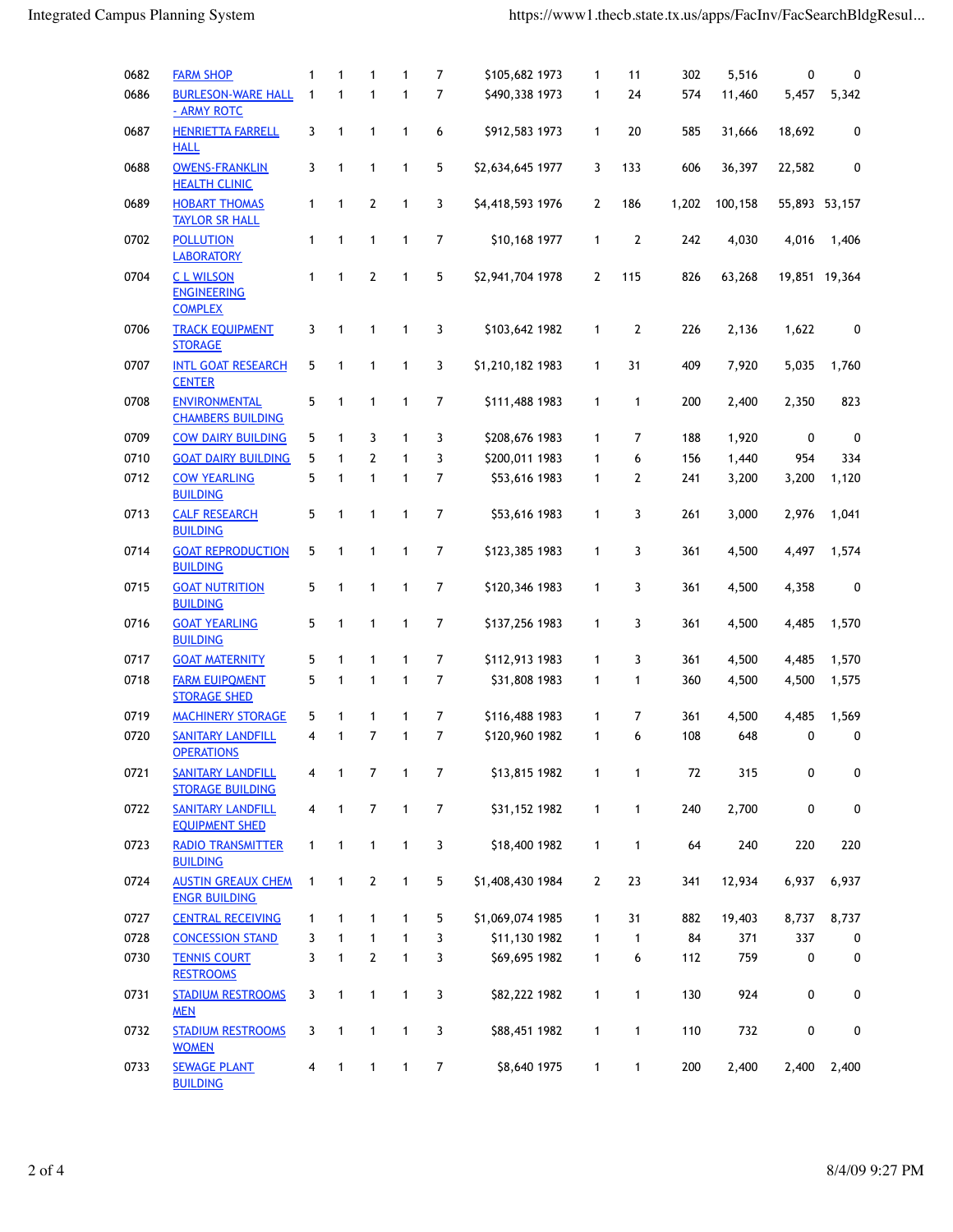| | | | | | | | | | | | | | |
|---|---|---|---|---|---|---|---|---|---|---|---|---|---|
| 0682 | FARM SHOP | 1 | 1 | 1 | 1 | 7 | $105,682 1973 | 1 | 11 | 302 | 5,516 | 0 | 0 |
| 0686 | BURLESON-WARE HALL - ARMY ROTC | 1 | 1 | 1 | 1 | 7 | $490,338 1973 | 1 | 24 | 574 | 11,460 | 5,457 | 5,342 |
| 0687 | HENRIETTA FARRELL HALL | 3 | 1 | 1 | 1 | 6 | $912,583 1973 | 1 | 20 | 585 | 31,666 | 18,692 | 0 |
| 0688 | OWENS-FRANKLIN HEALTH CLINIC | 3 | 1 | 1 | 1 | 5 | $2,634,645 1977 | 3 | 133 | 606 | 36,397 | 22,582 | 0 |
| 0689 | HOBART THOMAS TAYLOR SR HALL | 1 | 1 | 2 | 1 | 3 | $4,418,593 1976 | 2 | 186 | 1,202 | 100,158 | 55,893 | 53,157 |
| 0702 | POLLUTION LABORATORY | 1 | 1 | 1 | 1 | 7 | $10,168 1977 | 1 | 2 | 242 | 4,030 | 4,016 | 1,406 |
| 0704 | C L WILSON ENGINEERING COMPLEX | 1 | 1 | 2 | 1 | 5 | $2,941,704 1978 | 2 | 115 | 826 | 63,268 | 19,851 | 19,364 |
| 0706 | TRACK EQUIPMENT STORAGE | 3 | 1 | 1 | 1 | 3 | $103,642 1982 | 1 | 2 | 226 | 2,136 | 1,622 | 0 |
| 0707 | INTL GOAT RESEARCH CENTER | 5 | 1 | 1 | 1 | 3 | $1,210,182 1983 | 1 | 31 | 409 | 7,920 | 5,035 | 1,760 |
| 0708 | ENVIRONMENTAL CHAMBERS BUILDING | 5 | 1 | 1 | 1 | 7 | $111,488 1983 | 1 | 1 | 200 | 2,400 | 2,350 | 823 |
| 0709 | COW DAIRY BUILDING | 5 | 1 | 3 | 1 | 3 | $208,676 1983 | 1 | 7 | 188 | 1,920 | 0 | 0 |
| 0710 | GOAT DAIRY BUILDING | 5 | 1 | 2 | 1 | 3 | $200,011 1983 | 1 | 6 | 156 | 1,440 | 954 | 334 |
| 0712 | COW YEARLING BUILDING | 5 | 1 | 1 | 1 | 7 | $53,616 1983 | 1 | 2 | 241 | 3,200 | 3,200 | 1,120 |
| 0713 | CALF RESEARCH BUILDING | 5 | 1 | 1 | 1 | 7 | $53,616 1983 | 1 | 3 | 261 | 3,000 | 2,976 | 1,041 |
| 0714 | GOAT REPRODUCTION BUILDING | 5 | 1 | 1 | 1 | 7 | $123,385 1983 | 1 | 3 | 361 | 4,500 | 4,497 | 1,574 |
| 0715 | GOAT NUTRITION BUILDING | 5 | 1 | 1 | 1 | 7 | $120,346 1983 | 1 | 3 | 361 | 4,500 | 4,358 | 0 |
| 0716 | GOAT YEARLING BUILDING | 5 | 1 | 1 | 1 | 7 | $137,256 1983 | 1 | 3 | 361 | 4,500 | 4,485 | 1,570 |
| 0717 | GOAT MATERNITY | 5 | 1 | 1 | 1 | 7 | $112,913 1983 | 1 | 3 | 361 | 4,500 | 4,485 | 1,570 |
| 0718 | FARM EUIPQMENT STORAGE SHED | 5 | 1 | 1 | 1 | 7 | $31,808 1983 | 1 | 1 | 360 | 4,500 | 4,500 | 1,575 |
| 0719 | MACHINERY STORAGE | 5 | 1 | 1 | 1 | 7 | $116,488 1983 | 1 | 7 | 361 | 4,500 | 4,485 | 1,569 |
| 0720 | SANITARY LANDFILL OPERATIONS | 4 | 1 | 7 | 1 | 7 | $120,960 1982 | 1 | 6 | 108 | 648 | 0 | 0 |
| 0721 | SANITARY LANDFILL STORAGE BUILDING | 4 | 1 | 7 | 1 | 7 | $13,815 1982 | 1 | 1 | 72 | 315 | 0 | 0 |
| 0722 | SANITARY LANDFILL EQUIPMENT SHED | 4 | 1 | 7 | 1 | 7 | $31,152 1982 | 1 | 1 | 240 | 2,700 | 0 | 0 |
| 0723 | RADIO TRANSMITTER BUILDING | 1 | 1 | 1 | 1 | 3 | $18,400 1982 | 1 | 1 | 64 | 240 | 220 | 220 |
| 0724 | AUSTIN GREAUX CHEM ENGR BUILDING | 1 | 1 | 2 | 1 | 5 | $1,408,430 1984 | 2 | 23 | 341 | 12,934 | 6,937 | 6,937 |
| 0727 | CENTRAL RECEIVING | 1 | 1 | 1 | 1 | 5 | $1,069,074 1985 | 1 | 31 | 882 | 19,403 | 8,737 | 8,737 |
| 0728 | CONCESSION STAND | 3 | 1 | 1 | 1 | 3 | $11,130 1982 | 1 | 1 | 84 | 371 | 337 | 0 |
| 0730 | TENNIS COURT RESTROOMS | 3 | 1 | 2 | 1 | 3 | $69,695 1982 | 1 | 6 | 112 | 759 | 0 | 0 |
| 0731 | STADIUM RESTROOMS MEN | 3 | 1 | 1 | 1 | 3 | $82,222 1982 | 1 | 1 | 130 | 924 | 0 | 0 |
| 0732 | STADIUM RESTROOMS WOMEN | 3 | 1 | 1 | 1 | 3 | $88,451 1982 | 1 | 1 | 110 | 732 | 0 | 0 |
| 0733 | SEWAGE PLANT BUILDING | 4 | 1 | 1 | 1 | 7 | $8,640 1975 | 1 | 1 | 200 | 2,400 | 2,400 | 2,400 |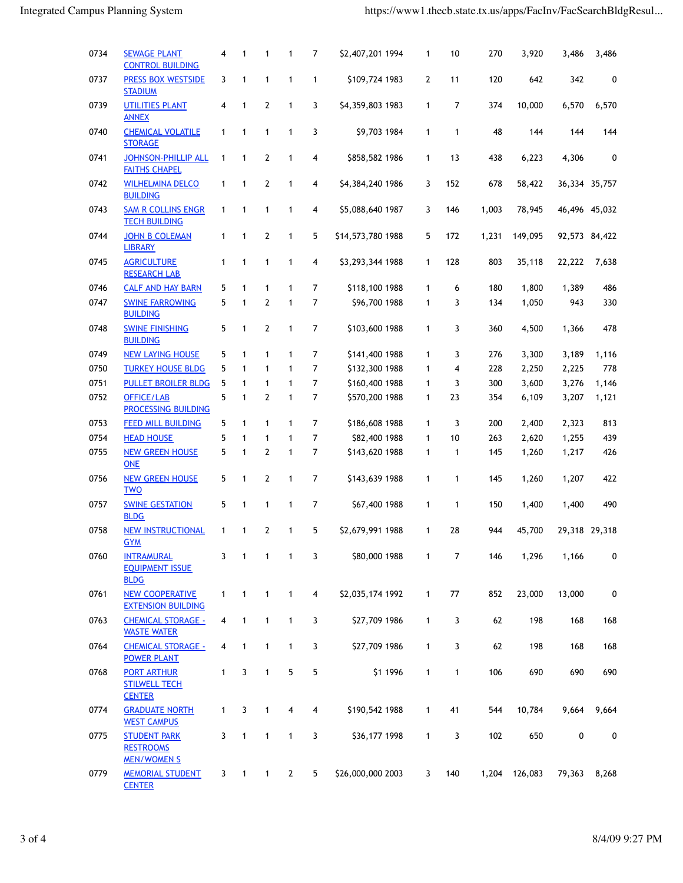| | | | | | | | | | | | | | | |
|---|---|---|---|---|---|---|---|---|---|---|---|---|---|---|
| 0734 | SEWAGE PLANT CONTROL BUILDING | 4 | 1 | 1 | 1 | 7 | $2,407,201 | 1994 | 1 | 10 | 270 | 3,920 | 3,486 | 3,486 |
| 0737 | PRESS BOX WESTSIDE STADIUM | 3 | 1 | 1 | 1 | 1 | $109,724 | 1983 | 2 | 11 | 120 | 642 | 342 | 0 |
| 0739 | UTILITIES PLANT ANNEX | 4 | 1 | 2 | 1 | 3 | $4,359,803 | 1983 | 1 | 7 | 374 | 10,000 | 6,570 | 6,570 |
| 0740 | CHEMICAL VOLATILE STORAGE | 1 | 1 | 1 | 1 | 3 | $9,703 | 1984 | 1 | 1 | 48 | 144 | 144 | 144 |
| 0741 | JOHNSON-PHILLIP ALL FAITHS CHAPEL | 1 | 1 | 2 | 1 | 4 | $858,582 | 1986 | 1 | 13 | 438 | 6,223 | 4,306 | 0 |
| 0742 | WILHELMINA DELCO BUILDING | 1 | 1 | 2 | 1 | 4 | $4,384,240 | 1986 | 3 | 152 | 678 | 58,422 | 36,334 | 35,757 |
| 0743 | SAM R COLLINS ENGR TECH BUILDING | 1 | 1 | 1 | 1 | 4 | $5,088,640 | 1987 | 3 | 146 | 1,003 | 78,945 | 46,496 | 45,032 |
| 0744 | JOHN B COLEMAN LIBRARY | 1 | 1 | 2 | 1 | 5 | $14,573,780 | 1988 | 5 | 172 | 1,231 | 149,095 | 92,573 | 84,422 |
| 0745 | AGRICULTURE RESEARCH LAB | 1 | 1 | 1 | 1 | 4 | $3,293,344 | 1988 | 1 | 128 | 803 | 35,118 | 22,222 | 7,638 |
| 0746 | CALF AND HAY BARN | 5 | 1 | 1 | 1 | 7 | $118,100 | 1988 | 1 | 6 | 180 | 1,800 | 1,389 | 486 |
| 0747 | SWINE FARROWING BUILDING | 5 | 1 | 2 | 1 | 7 | $96,700 | 1988 | 1 | 3 | 134 | 1,050 | 943 | 330 |
| 0748 | SWINE FINISHING BUILDING | 5 | 1 | 2 | 1 | 7 | $103,600 | 1988 | 1 | 3 | 360 | 4,500 | 1,366 | 478 |
| 0749 | NEW LAYING HOUSE | 5 | 1 | 1 | 1 | 7 | $141,400 | 1988 | 1 | 3 | 276 | 3,300 | 3,189 | 1,116 |
| 0750 | TURKEY HOUSE BLDG | 5 | 1 | 1 | 1 | 7 | $132,300 | 1988 | 1 | 4 | 228 | 2,250 | 2,225 | 778 |
| 0751 | PULLET BROILER BLDG | 5 | 1 | 1 | 1 | 7 | $160,400 | 1988 | 1 | 3 | 300 | 3,600 | 3,276 | 1,146 |
| 0752 | OFFICE/LAB PROCESSING BUILDING | 5 | 1 | 2 | 1 | 7 | $570,200 | 1988 | 1 | 23 | 354 | 6,109 | 3,207 | 1,121 |
| 0753 | FEED MILL BUILDING | 5 | 1 | 1 | 1 | 7 | $186,608 | 1988 | 1 | 3 | 200 | 2,400 | 2,323 | 813 |
| 0754 | HEAD HOUSE | 5 | 1 | 1 | 1 | 7 | $82,400 | 1988 | 1 | 10 | 263 | 2,620 | 1,255 | 439 |
| 0755 | NEW GREEN HOUSE ONE | 5 | 1 | 2 | 1 | 7 | $143,620 | 1988 | 1 | 1 | 145 | 1,260 | 1,217 | 426 |
| 0756 | NEW GREEN HOUSE TWO | 5 | 1 | 2 | 1 | 7 | $143,639 | 1988 | 1 | 1 | 145 | 1,260 | 1,207 | 422 |
| 0757 | SWINE GESTATION BLDG | 5 | 1 | 1 | 1 | 7 | $67,400 | 1988 | 1 | 1 | 150 | 1,400 | 1,400 | 490 |
| 0758 | NEW INSTRUCTIONAL GYM | 1 | 1 | 2 | 1 | 5 | $2,679,991 | 1988 | 1 | 28 | 944 | 45,700 | 29,318 | 29,318 |
| 0760 | INTRAMURAL EQUIPMENT ISSUE BLDG | 3 | 1 | 1 | 1 | 3 | $80,000 | 1988 | 1 | 7 | 146 | 1,296 | 1,166 | 0 |
| 0761 | NEW COOPERATIVE EXTENSION BUILDING | 1 | 1 | 1 | 1 | 4 | $2,035,174 | 1992 | 1 | 77 | 852 | 23,000 | 13,000 | 0 |
| 0763 | CHEMICAL STORAGE - WASTE WATER | 4 | 1 | 1 | 1 | 3 | $27,709 | 1986 | 1 | 3 | 62 | 198 | 168 | 168 |
| 0764 | CHEMICAL STORAGE - POWER PLANT | 4 | 1 | 1 | 1 | 3 | $27,709 | 1986 | 1 | 3 | 62 | 198 | 168 | 168 |
| 0768 | PORT ARTHUR STILWELL TECH CENTER | 1 | 3 | 1 | 5 | 5 | $1 | 1996 | 1 | 1 | 106 | 690 | 690 | 690 |
| 0774 | GRADUATE NORTH WEST CAMPUS | 1 | 3 | 1 | 4 | 4 | $190,542 | 1988 | 1 | 41 | 544 | 10,784 | 9,664 | 9,664 |
| 0775 | STUDENT PARK RESTROOMS MEN/WOMEN S | 3 | 1 | 1 | 1 | 3 | $36,177 | 1998 | 1 | 3 | 102 | 650 | 0 | 0 |
| 0779 | MEMORIAL STUDENT CENTER | 3 | 1 | 1 | 2 | 5 | $26,000,000 | 2003 | 3 | 140 | 1,204 | 126,083 | 79,363 | 8,268 |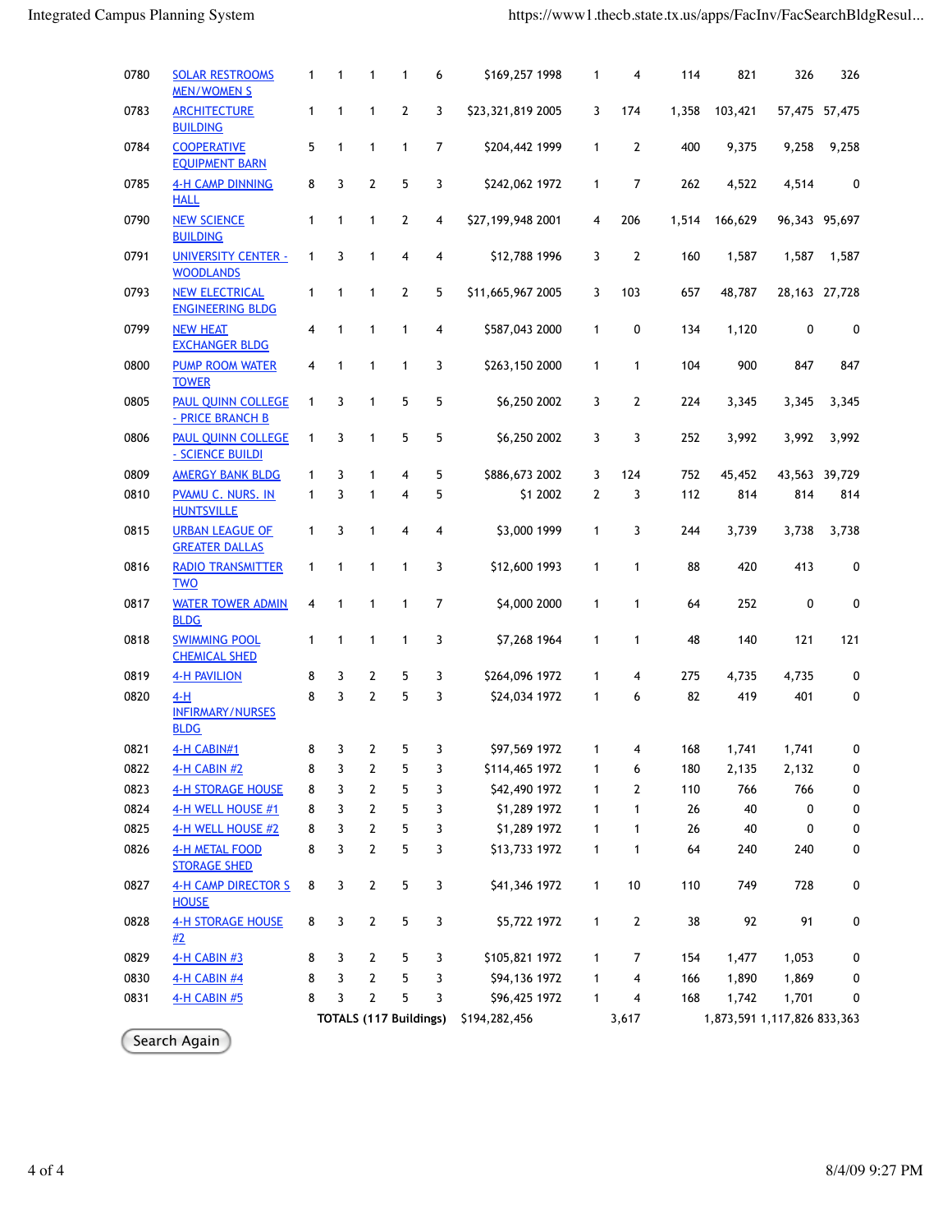| | | | | | | | | | | | | | |
|---|---|---|---|---|---|---|---|---|---|---|---|---|---|
| 0780 | SOLAR RESTROOMS MEN/WOMEN S | 1 | 1 | 1 | 1 | 6 | $169,257 1998 | 1 | 4 | 114 | 821 | 326 | 326 |
| 0783 | ARCHITECTURE BUILDING | 1 | 1 | 1 | 2 | 3 | $23,321,819 2005 | 3 | 174 | 1,358 | 103,421 | 57,475 | 57,475 |
| 0784 | COOPERATIVE EQUIPMENT BARN | 5 | 1 | 1 | 1 | 7 | $204,442 1999 | 1 | 2 | 400 | 9,375 | 9,258 | 9,258 |
| 0785 | 4-H CAMP DINNING HALL | 8 | 3 | 2 | 5 | 3 | $242,062 1972 | 1 | 7 | 262 | 4,522 | 4,514 | 0 |
| 0790 | NEW SCIENCE BUILDING | 1 | 1 | 1 | 2 | 4 | $27,199,948 2001 | 4 | 206 | 1,514 | 166,629 | 96,343 | 95,697 |
| 0791 | UNIVERSITY CENTER - WOODLANDS | 1 | 3 | 1 | 4 | 4 | $12,788 1996 | 3 | 2 | 160 | 1,587 | 1,587 | 1,587 |
| 0793 | NEW ELECTRICAL ENGINEERING BLDG | 1 | 1 | 1 | 2 | 5 | $11,665,967 2005 | 3 | 103 | 657 | 48,787 | 28,163 | 27,728 |
| 0799 | NEW HEAT EXCHANGER BLDG | 4 | 1 | 1 | 1 | 4 | $587,043 2000 | 1 | 0 | 134 | 1,120 | 0 | 0 |
| 0800 | PUMP ROOM WATER TOWER | 4 | 1 | 1 | 1 | 3 | $263,150 2000 | 1 | 1 | 104 | 900 | 847 | 847 |
| 0805 | PAUL QUINN COLLEGE - PRICE BRANCH B | 1 | 3 | 1 | 5 | 5 | $6,250 2002 | 3 | 2 | 224 | 3,345 | 3,345 | 3,345 |
| 0806 | PAUL QUINN COLLEGE - SCIENCE BUILDI | 1 | 3 | 1 | 5 | 5 | $6,250 2002 | 3 | 3 | 252 | 3,992 | 3,992 | 3,992 |
| 0809 | AMERGY BANK BLDG | 1 | 3 | 1 | 4 | 5 | $886,673 2002 | 3 | 124 | 752 | 45,452 | 43,563 | 39,729 |
| 0810 | PVAMU C. NURS. IN HUNTSVILLE | 1 | 3 | 1 | 4 | 5 | $1 2002 | 2 | 3 | 112 | 814 | 814 | 814 |
| 0815 | URBAN LEAGUE OF GREATER DALLAS | 1 | 3 | 1 | 4 | 4 | $3,000 1999 | 1 | 3 | 244 | 3,739 | 3,738 | 3,738 |
| 0816 | RADIO TRANSMITTER TWO | 1 | 1 | 1 | 1 | 3 | $12,600 1993 | 1 | 1 | 88 | 420 | 413 | 0 |
| 0817 | WATER TOWER ADMIN BLDG | 4 | 1 | 1 | 1 | 7 | $4,000 2000 | 1 | 1 | 64 | 252 | 0 | 0 |
| 0818 | SWIMMING POOL CHEMICAL SHED | 1 | 1 | 1 | 1 | 3 | $7,268 1964 | 1 | 1 | 48 | 140 | 121 | 121 |
| 0819 | 4-H PAVILION | 8 | 3 | 2 | 5 | 3 | $264,096 1972 | 1 | 4 | 275 | 4,735 | 4,735 | 0 |
| 0820 | 4-H INFIRMARY/NURSES BLDG | 8 | 3 | 2 | 5 | 3 | $24,034 1972 | 1 | 6 | 82 | 419 | 401 | 0 |
| 0821 | 4-H CABIN#1 | 8 | 3 | 2 | 5 | 3 | $97,569 1972 | 1 | 4 | 168 | 1,741 | 1,741 | 0 |
| 0822 | 4-H CABIN #2 | 8 | 3 | 2 | 5 | 3 | $114,465 1972 | 1 | 6 | 180 | 2,135 | 2,132 | 0 |
| 0823 | 4-H STORAGE HOUSE | 8 | 3 | 2 | 5 | 3 | $42,490 1972 | 1 | 2 | 110 | 766 | 766 | 0 |
| 0824 | 4-H WELL HOUSE #1 | 8 | 3 | 2 | 5 | 3 | $1,289 1972 | 1 | 1 | 26 | 40 | 0 | 0 |
| 0825 | 4-H WELL HOUSE #2 | 8 | 3 | 2 | 5 | 3 | $1,289 1972 | 1 | 1 | 26 | 40 | 0 | 0 |
| 0826 | 4-H METAL FOOD STORAGE SHED | 8 | 3 | 2 | 5 | 3 | $13,733 1972 | 1 | 1 | 64 | 240 | 240 | 0 |
| 0827 | 4-H CAMP DIRECTOR S HOUSE | 8 | 3 | 2 | 5 | 3 | $41,346 1972 | 1 | 10 | 110 | 749 | 728 | 0 |
| 0828 | 4-H STORAGE HOUSE #2 | 8 | 3 | 2 | 5 | 3 | $5,722 1972 | 1 | 2 | 38 | 92 | 91 | 0 |
| 0829 | 4-H CABIN #3 | 8 | 3 | 2 | 5 | 3 | $105,821 1972 | 1 | 7 | 154 | 1,477 | 1,053 | 0 |
| 0830 | 4-H CABIN #4 | 8 | 3 | 2 | 5 | 3 | $94,136 1972 | 1 | 4 | 166 | 1,890 | 1,869 | 0 |
| 0831 | 4-H CABIN #5 | 8 | 3 | 2 | 5 | 3 | $96,425 1972 | 1 | 4 | 168 | 1,742 | 1,701 | 0 |
| | | | | | TOTALS (117 Buildings) | | $194,282,456 | | 3,617 | | 1,873,591 | 1,117,826 | 833,363 |

Search Again